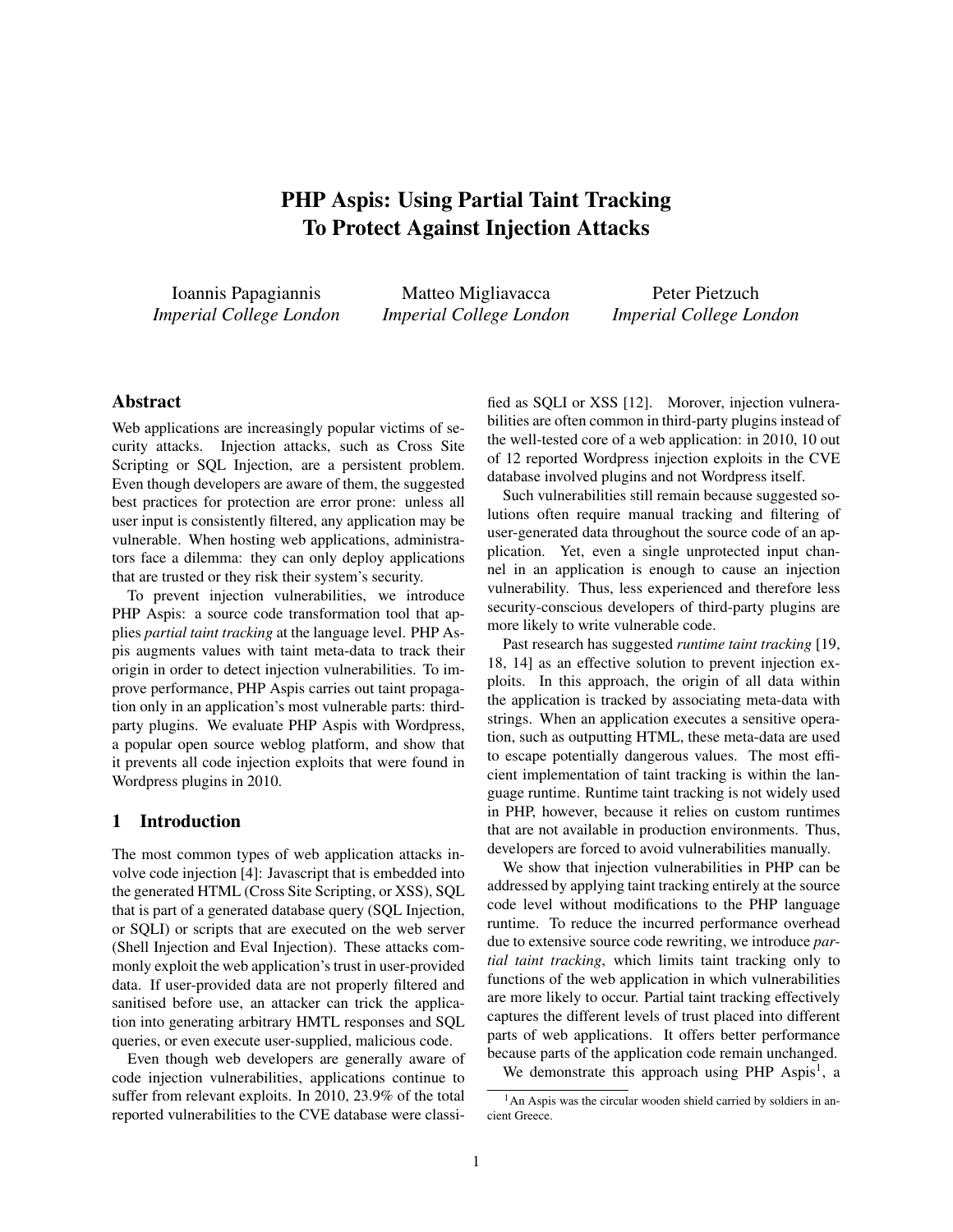# PHP Aspis: Using Partial Taint Tracking To Protect Against Injection Attacks

Ioannis Papagiannis
*Imperial College London*

Matteo Migliavacca
*Imperial College London*

Peter Pietzuch
*Imperial College London*

## Abstract

Web applications are increasingly popular victims of security attacks. Injection attacks, such as Cross Site Scripting or SQL Injection, are a persistent problem. Even though developers are aware of them, the suggested best practices for protection are error prone: unless all user input is consistently filtered, any application may be vulnerable. When hosting web applications, administrators face a dilemma: they can only deploy applications that are trusted or they risk their system's security.

To prevent injection vulnerabilities, we introduce PHP Aspis: a source code transformation tool that applies *partial taint tracking* at the language level. PHP Aspis augments values with taint meta-data to track their origin in order to detect injection vulnerabilities. To improve performance, PHP Aspis carries out taint propagation only in an application's most vulnerable parts: third-party plugins. We evaluate PHP Aspis with Wordpress, a popular open source weblog platform, and show that it prevents all code injection exploits that were found in Wordpress plugins in 2010.

## 1 Introduction

The most common types of web application attacks involve code injection [4]: Javascript that is embedded into the generated HTML (Cross Site Scripting, or XSS), SQL that is part of a generated database query (SQL Injection, or SQLI) or scripts that are executed on the web server (Shell Injection and Eval Injection). These attacks commonly exploit the web application's trust in user-provided data. If user-provided data are not properly filtered and sanitised before use, an attacker can trick the application into generating arbitrary HMTL responses and SQL queries, or even execute user-supplied, malicious code.

Even though web developers are generally aware of code injection vulnerabilities, applications continue to suffer from relevant exploits. In 2010, 23.9% of the total reported vulnerabilities to the CVE database were classified as SQLI or XSS [12]. Morover, injection vulnerabilities are often common in third-party plugins instead of the well-tested core of a web application: in 2010, 10 out of 12 reported Wordpress injection exploits in the CVE database involved plugins and not Wordpress itself.

Such vulnerabilities still remain because suggested solutions often require manual tracking and filtering of user-generated data throughout the source code of an application. Yet, even a single unprotected input channel in an application is enough to cause an injection vulnerability. Thus, less experienced and therefore less security-conscious developers of third-party plugins are more likely to write vulnerable code.

Past research has suggested *runtime taint tracking* [19, 18, 14] as an effective solution to prevent injection exploits. In this approach, the origin of all data within the application is tracked by associating meta-data with strings. When an application executes a sensitive operation, such as outputting HTML, these meta-data are used to escape potentially dangerous values. The most efficient implementation of taint tracking is within the language runtime. Runtime taint tracking is not widely used in PHP, however, because it relies on custom runtimes that are not available in production environments. Thus, developers are forced to avoid vulnerabilities manually.

We show that injection vulnerabilities in PHP can be addressed by applying taint tracking entirely at the source code level without modifications to the PHP language runtime. To reduce the incurred performance overhead due to extensive source code rewriting, we introduce *partial taint tracking*, which limits taint tracking only to functions of the web application in which vulnerabilities are more likely to occur. Partial taint tracking effectively captures the different levels of trust placed into different parts of web applications. It offers better performance because parts of the application code remain unchanged.

We demonstrate this approach using PHP Aspis[1], a

[1] An Aspis was the circular wooden shield carried by soldiers in ancient Greece.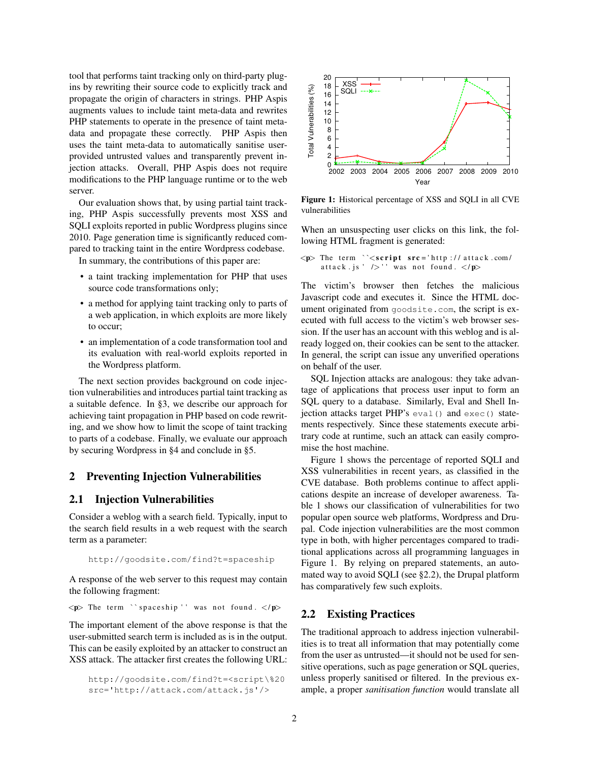tool that performs taint tracking only on third-party plugins by rewriting their source code to explicitly track and propagate the origin of characters in strings. PHP Aspis augments values to include taint meta-data and rewrites PHP statements to operate in the presence of taint meta-data and propagate these correctly. PHP Aspis then uses the taint meta-data to automatically sanitise user-provided untrusted values and transparently prevent injection attacks. Overall, PHP Aspis does not require modifications to the PHP language runtime or to the web server.

Our evaluation shows that, by using partial taint tracking, PHP Aspis successfully prevents most XSS and SQLI exploits reported in public Wordpress plugins since 2010. Page generation time is significantly reduced compared to tracking taint in the entire Wordpress codebase.

In summary, the contributions of this paper are:

- a taint tracking implementation for PHP that uses source code transformations only;
- a method for applying taint tracking only to parts of a web application, in which exploits are more likely to occur;
- an implementation of a code transformation tool and its evaluation with real-world exploits reported in the Wordpress platform.

The next section provides background on code injection vulnerabilities and introduces partial taint tracking as a suitable defence. In §3, we describe our approach for achieving taint propagation in PHP based on code rewriting, and we show how to limit the scope of taint tracking to parts of a codebase. Finally, we evaluate our approach by securing Wordpress in §4 and conclude in §5.

## 2 Preventing Injection Vulnerabilities

### 2.1 Injection Vulnerabilities

Consider a weblog with a search field. Typically, input to the search field results in a web request with the search term as a parameter:

```
http://goodsite.com/find?t=spaceship
```

A response of the web server to this request may contain the following fragment:

```
<p> The term ``spaceship'' was not found. </p>
```

The important element of the above response is that the user-submitted search term is included as is in the output. This can be easily exploited by an attacker to construct an XSS attack. The attacker first creates the following URL:

```
http://goodsite.com/find?t=<script\%20
src='http://attack.com/attack.js'/>
```

Figure 1: Historical percentage of XSS and SQLI in all CVE vulnerabilities

When an unsuspecting user clicks on this link, the following HTML fragment is generated:

```
<p> The term ``<script src='http://attack.com/
    attack.js' />'' was not found. </p>
```

The victim's browser then fetches the malicious Javascript code and executes it. Since the HTML document originated from `goodsite.com`, the script is executed with full access to the victim's web browser session. If the user has an account with this weblog and is already logged on, their cookies can be sent to the attacker. In general, the script can issue any unverified operations on behalf of the user.

SQL Injection attacks are analogous: they take advantage of applications that process user input to form an SQL query to a database. Similarly, Eval and Shell Injection attacks target PHP's `eval()` and `exec()` statements respectively. Since these statements execute arbitrary code at runtime, such an attack can easily compromise the host machine.

Figure 1 shows the percentage of reported SQLI and XSS vulnerabilities in recent years, as classified in the CVE database. Both problems continue to affect applications despite an increase of developer awareness. Table 1 shows our classification of vulnerabilities for two popular open source web platforms, Wordpress and Drupal. Code injection vulnerabilities are the most common type in both, with higher percentages compared to traditional applications across all programming languages in Figure 1. By relying on prepared statements, an automated way to avoid SQLI (see §2.2), the Drupal platform has comparatively few such exploits.

### 2.2 Existing Practices

The traditional approach to address injection vulnerabilities is to treat all information that may potentially come from the user as untrusted—it should not be used for sensitive operations, such as page generation or SQL queries, unless properly sanitised or filtered. In the previous example, a proper *sanitisation function* would translate all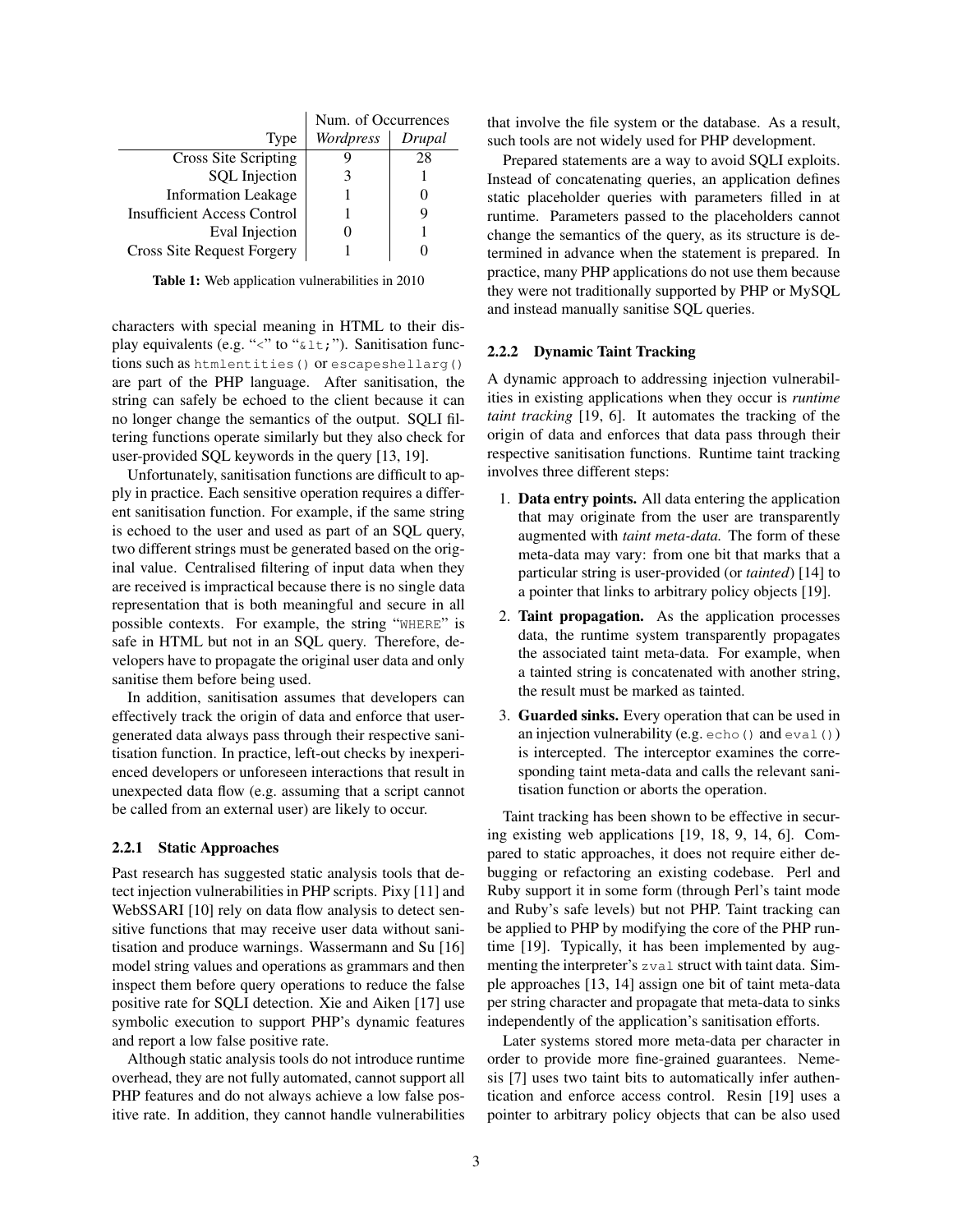| Type | Num. of Occurrences | |
|---|---|---|
| | *Wordpress* | *Drupal* |
| Cross Site Scripting | 9 | 28 |
| SQL Injection | 3 | 1 |
| Information Leakage | 1 | 0 |
| Insufficient Access Control | 1 | 9 |
| Eval Injection | 0 | 1 |
| Cross Site Request Forgery | 1 | 0 |

**Table 1:** Web application vulnerabilities in 2010

characters with special meaning in HTML to their display equivalents (e.g. "<" to "`&lt;`"). Sanitisation functions such as `htmlentities()` or `escapeshellarg()` are part of the PHP language. After sanitisation, the string can safely be echoed to the client because it can no longer change the semantics of the output. SQLI filtering functions operate similarly but they also check for user-provided SQL keywords in the query [13, 19].

Unfortunately, sanitisation functions are difficult to apply in practice. Each sensitive operation requires a different sanitisation function. For example, if the same string is echoed to the user and used as part of an SQL query, two different strings must be generated based on the original value. Centralised filtering of input data when they are received is impractical because there is no single data representation that is both meaningful and secure in all possible contexts. For example, the string "`WHERE`" is safe in HTML but not in an SQL query. Therefore, developers have to propagate the original user data and only sanitise them before being used.

In addition, sanitisation assumes that developers can effectively track the origin of data and enforce that user-generated data always pass through their respective sanitisation function. In practice, left-out checks by inexperienced developers or unforeseen interactions that result in unexpected data flow (e.g. assuming that a script cannot be called from an external user) are likely to occur.

#### 2.2.1 Static Approaches

Past research has suggested static analysis tools that detect injection vulnerabilities in PHP scripts. Pixy [11] and WebSSARI [10] rely on data flow analysis to detect sensitive functions that may receive user data without sanitisation and produce warnings. Wassermann and Su [16] model string values and operations as grammars and then inspect them before query operations to reduce the false positive rate for SQLI detection. Xie and Aiken [17] use symbolic execution to support PHP's dynamic features and report a low false positive rate.

Although static analysis tools do not introduce runtime overhead, they are not fully automated, cannot support all PHP features and do not always achieve a low false positive rate. In addition, they cannot handle vulnerabilities that involve the file system or the database. As a result, such tools are not widely used for PHP development.

Prepared statements are a way to avoid SQLI exploits. Instead of concatenating queries, an application defines static placeholder queries with parameters filled in at runtime. Parameters passed to the placeholders cannot change the semantics of the query, as its structure is determined in advance when the statement is prepared. In practice, many PHP applications do not use them because they were not traditionally supported by PHP or MySQL and instead manually sanitise SQL queries.

#### 2.2.2 Dynamic Taint Tracking

A dynamic approach to addressing injection vulnerabilities in existing applications when they occur is *runtime taint tracking* [19, 6]. It automates the tracking of the origin of data and enforces that data pass through their respective sanitisation functions. Runtime taint tracking involves three different steps:

1. **Data entry points.** All data entering the application that may originate from the user are transparently augmented with *taint meta-data.* The form of these meta-data may vary: from one bit that marks that a particular string is user-provided (or *tainted*) [14] to a pointer that links to arbitrary policy objects [19].
2. **Taint propagation.** As the application processes data, the runtime system transparently propagates the associated taint meta-data. For example, when a tainted string is concatenated with another string, the result must be marked as tainted.
3. **Guarded sinks.** Every operation that can be used in an injection vulnerability (e.g. `echo()` and `eval()`) is intercepted. The interceptor examines the corresponding taint meta-data and calls the relevant sanitisation function or aborts the operation.

Taint tracking has been shown to be effective in securing existing web applications [19, 18, 9, 14, 6]. Compared to static approaches, it does not require either debugging or refactoring an existing codebase. Perl and Ruby support it in some form (through Perl's taint mode and Ruby's safe levels) but not PHP. Taint tracking can be applied to PHP by modifying the core of the PHP runtime [19]. Typically, it has been implemented by augmenting the interpreter's `zval` struct with taint data. Simple approaches [13, 14] assign one bit of taint meta-data per string character and propagate that meta-data to sinks independently of the application's sanitisation efforts.

Later systems stored more meta-data per character in order to provide more fine-grained guarantees. Nemesis [7] uses two taint bits to automatically infer authentication and enforce access control. Resin [19] uses a pointer to arbitrary policy objects that can be also used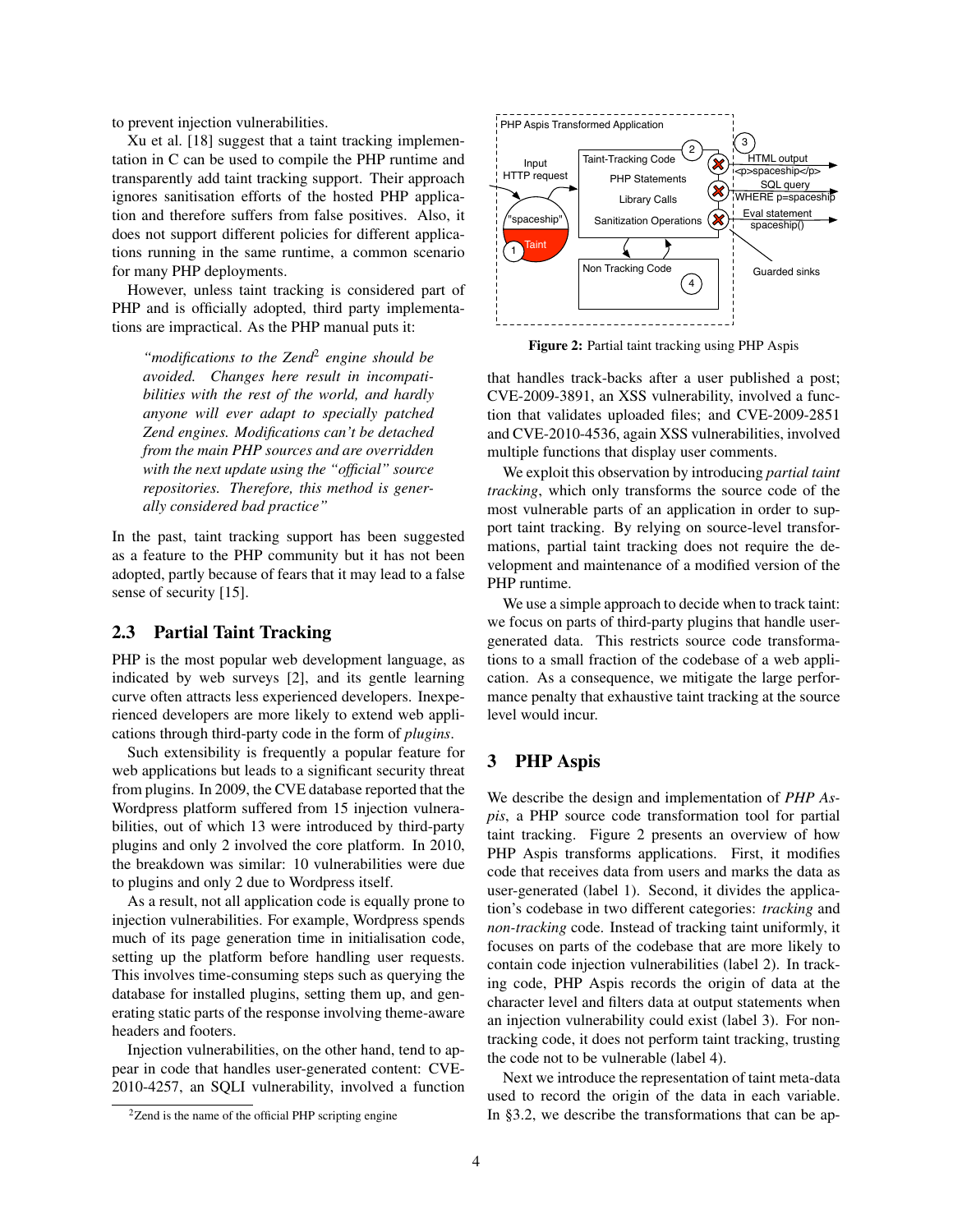to prevent injection vulnerabilities.

Xu et al. [18] suggest that a taint tracking implementation in C can be used to compile the PHP runtime and transparently add taint tracking support. Their approach ignores sanitisation efforts of the hosted PHP application and therefore suffers from false positives. Also, it does not support different policies for different applications running in the same runtime, a common scenario for many PHP deployments.

However, unless taint tracking is considered part of PHP and is officially adopted, third party implementations are impractical. As the PHP manual puts it:

> *"modifications to the Zend[2] engine should be avoided. Changes here result in incompatibilities with the rest of the world, and hardly anyone will ever adapt to specially patched Zend engines. Modifications can't be detached from the main PHP sources and are overridden with the next update using the "official" source repositories. Therefore, this method is generally considered bad practice"*

In the past, taint tracking support has been suggested as a feature to the PHP community but it has not been adopted, partly because of fears that it may lead to a false sense of security [15].

## 2.3 Partial Taint Tracking

PHP is the most popular web development language, as indicated by web surveys [2], and its gentle learning curve often attracts less experienced developers. Inexperienced developers are more likely to extend web applications through third-party code in the form of *plugins*.

Such extensibility is frequently a popular feature for web applications but leads to a significant security threat from plugins. In 2009, the CVE database reported that the Wordpress platform suffered from 15 injection vulnerabilities, out of which 13 were introduced by third-party plugins and only 2 involved the core platform. In 2010, the breakdown was similar: 10 vulnerabilities were due to plugins and only 2 due to Wordpress itself.

As a result, not all application code is equally prone to injection vulnerabilities. For example, Wordpress spends much of its page generation time in initialisation code, setting up the platform before handling user requests. This involves time-consuming steps such as querying the database for installed plugins, setting them up, and generating static parts of the response involving theme-aware headers and footers.

Injection vulnerabilities, on the other hand, tend to appear in code that handles user-generated content: CVE-2010-4257, an SQLI vulnerability, involved a function that handles track-backs after a user published a post; CVE-2009-3891, an XSS vulnerability, involved a function that validates uploaded files; and CVE-2009-2851 and CVE-2010-4536, again XSS vulnerabilities, involved multiple functions that display user comments.

[2] Zend is the name of the official PHP scripting engine

PHP Aspis Transformed Application

Input HTTP request

"spaceship"

Taint

Taint-Tracking Code

PHP Statements

Library Calls

Sanitization Operations

Non Tracking Code

HTML output
<p>spaceship</p>

SQL query
WHERE p=spaceship

Eval statement
spaceship()

Guarded sinks

**Figure 2:** Partial taint tracking using PHP Aspis

We exploit this observation by introducing *partial taint tracking*, which only transforms the source code of the most vulnerable parts of an application in order to support taint tracking. By relying on source-level transformations, partial taint tracking does not require the development and maintenance of a modified version of the PHP runtime.

We use a simple approach to decide when to track taint: we focus on parts of third-party plugins that handle user-generated data. This restricts source code transformations to a small fraction of the codebase of a web application. As a consequence, we mitigate the large performance penalty that exhaustive taint tracking at the source level would incur.

# 3 PHP Aspis

We describe the design and implementation of *PHP Aspis*, a PHP source code transformation tool for partial taint tracking. Figure 2 presents an overview of how PHP Aspis transforms applications. First, it modifies code that receives data from users and marks the data as user-generated (label 1). Second, it divides the application's codebase in two different categories: *tracking* and *non-tracking* code. Instead of tracking taint uniformly, it focuses on parts of the codebase that are more likely to contain code injection vulnerabilities (label 2). In tracking code, PHP Aspis records the origin of data at the character level and filters data at output statements when an injection vulnerability could exist (label 3). For non-tracking code, it does not perform taint tracking, trusting the code not to be vulnerable (label 4).

Next we introduce the representation of taint meta-data used to record the origin of the data in each variable. In §3.2, we describe the transformations that can be ap-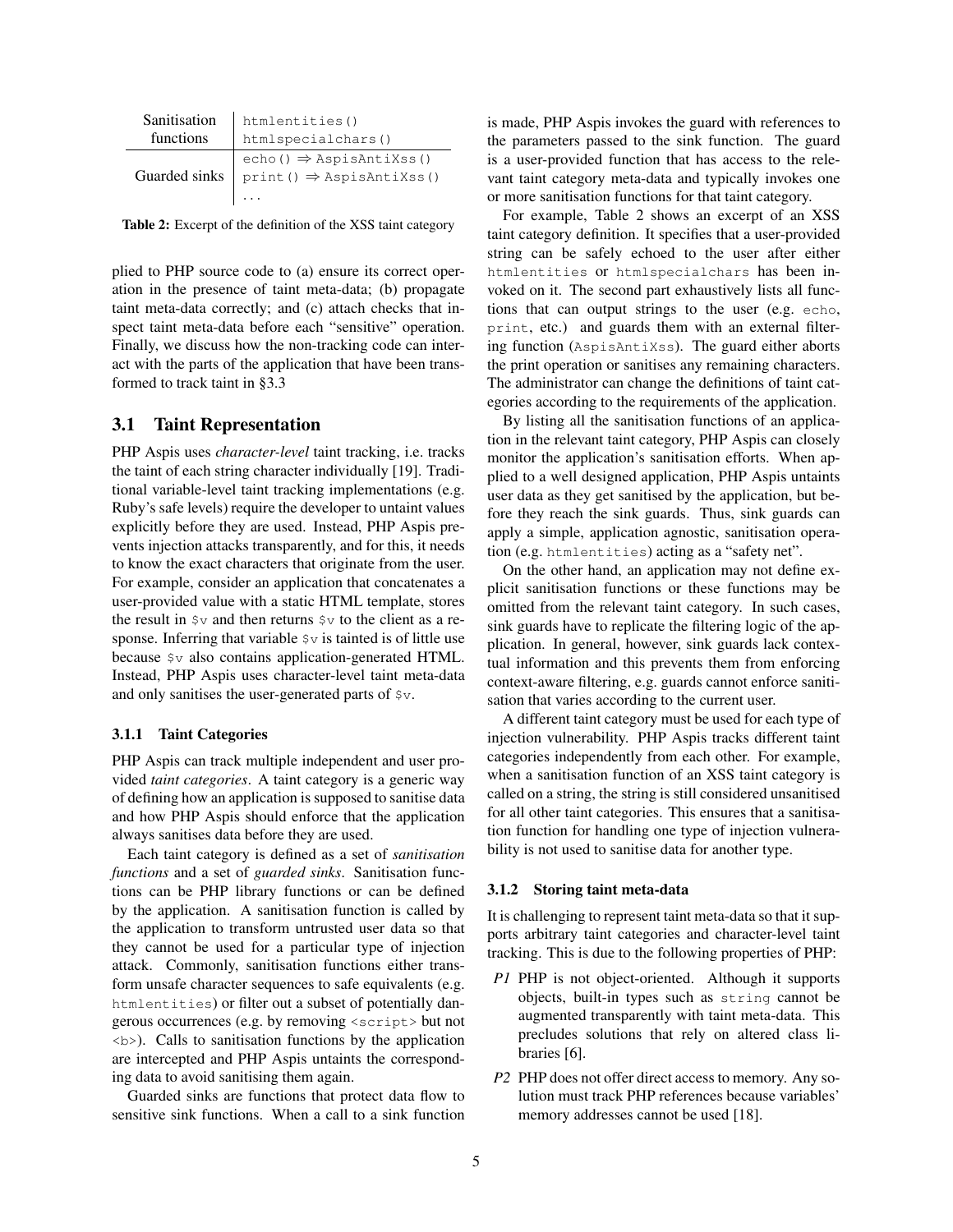| Sanitisation functions | `htmlentities()` |
|---|---|
| | `htmlspecialchars()` |
| Guarded sinks | `echo()` ⇒ `AspisAntiXss()` |
| | `print()` ⇒ `AspisAntiXss()` |
| | ... |

**Table 2:** Excerpt of the definition of the XSS taint category

plied to PHP source code to (a) ensure its correct operation in the presence of taint meta-data; (b) propagate taint meta-data correctly; and (c) attach checks that inspect taint meta-data before each "sensitive" operation. Finally, we discuss how the non-tracking code can interact with the parts of the application that have been transformed to track taint in §3.3

## 3.1 Taint Representation

PHP Aspis uses *character-level* taint tracking, i.e. tracks the taint of each string character individually [19]. Traditional variable-level taint tracking implementations (e.g. Ruby's safe levels) require the developer to untaint values explicitly before they are used. Instead, PHP Aspis prevents injection attacks transparently, and for this, it needs to know the exact characters that originate from the user. For example, consider an application that concatenates a user-provided value with a static HTML template, stores the result in `$v` and then returns `$v` to the client as a response. Inferring that variable `$v` is tainted is of little use because `$v` also contains application-generated HTML. Instead, PHP Aspis uses character-level taint meta-data and only sanitises the user-generated parts of `$v`.

### 3.1.1 Taint Categories

PHP Aspis can track multiple independent and user provided *taint categories*. A taint category is a generic way of defining how an application is supposed to sanitise data and how PHP Aspis should enforce that the application always sanitises data before they are used.

Each taint category is defined as a set of *sanitisation functions* and a set of *guarded sinks*. Sanitisation functions can be PHP library functions or can be defined by the application. A sanitisation function is called by the application to transform untrusted user data so that they cannot be used for a particular type of injection attack. Commonly, sanitisation functions either transform unsafe character sequences to safe equivalents (e.g. `htmlentities`) or filter out a subset of potentially dangerous occurrences (e.g. by removing `<script>` but not `<b>`). Calls to sanitisation functions by the application are intercepted and PHP Aspis untaints the corresponding data to avoid sanitising them again.

Guarded sinks are functions that protect data flow to sensitive sink functions. When a call to a sink function is made, PHP Aspis invokes the guard with references to the parameters passed to the sink function. The guard is a user-provided function that has access to the relevant taint category meta-data and typically invokes one or more sanitisation functions for that taint category.

For example, Table 2 shows an excerpt of an XSS taint category definition. It specifies that a user-provided string can be safely echoed to the user after either `htmlentities` or `htmlspecialchars` has been invoked on it. The second part exhaustively lists all functions that can output strings to the user (e.g. `echo`, `print`, etc.) and guards them with an external filtering function (`AspisAntiXss`). The guard either aborts the print operation or sanitises any remaining characters. The administrator can change the definitions of taint categories according to the requirements of the application.

By listing all the sanitisation functions of an application in the relevant taint category, PHP Aspis can closely monitor the application's sanitisation efforts. When applied to a well designed application, PHP Aspis untaints user data as they get sanitised by the application, but before they reach the sink guards. Thus, sink guards can apply a simple, application agnostic, sanitisation operation (e.g. `htmlentities`) acting as a "safety net".

On the other hand, an application may not define explicit sanitisation functions or these functions may be omitted from the relevant taint category. In such cases, sink guards have to replicate the filtering logic of the application. In general, however, sink guards lack contextual information and this prevents them from enforcing context-aware filtering, e.g. guards cannot enforce sanitisation that varies according to the current user.

A different taint category must be used for each type of injection vulnerability. PHP Aspis tracks different taint categories independently from each other. For example, when a sanitisation function of an XSS taint category is called on a string, the string is still considered unsanitised for all other taint categories. This ensures that a sanitisation function for handling one type of injection vulnerability is not used to sanitise data for another type.

### 3.1.2 Storing taint meta-data

It is challenging to represent taint meta-data so that it supports arbitrary taint categories and character-level taint tracking. This is due to the following properties of PHP:

- *P1* PHP is not object-oriented. Although it supports objects, built-in types such as `string` cannot be augmented transparently with taint meta-data. This precludes solutions that rely on altered class libraries [6].
- *P2* PHP does not offer direct access to memory. Any solution must track PHP references because variables' memory addresses cannot be used [18].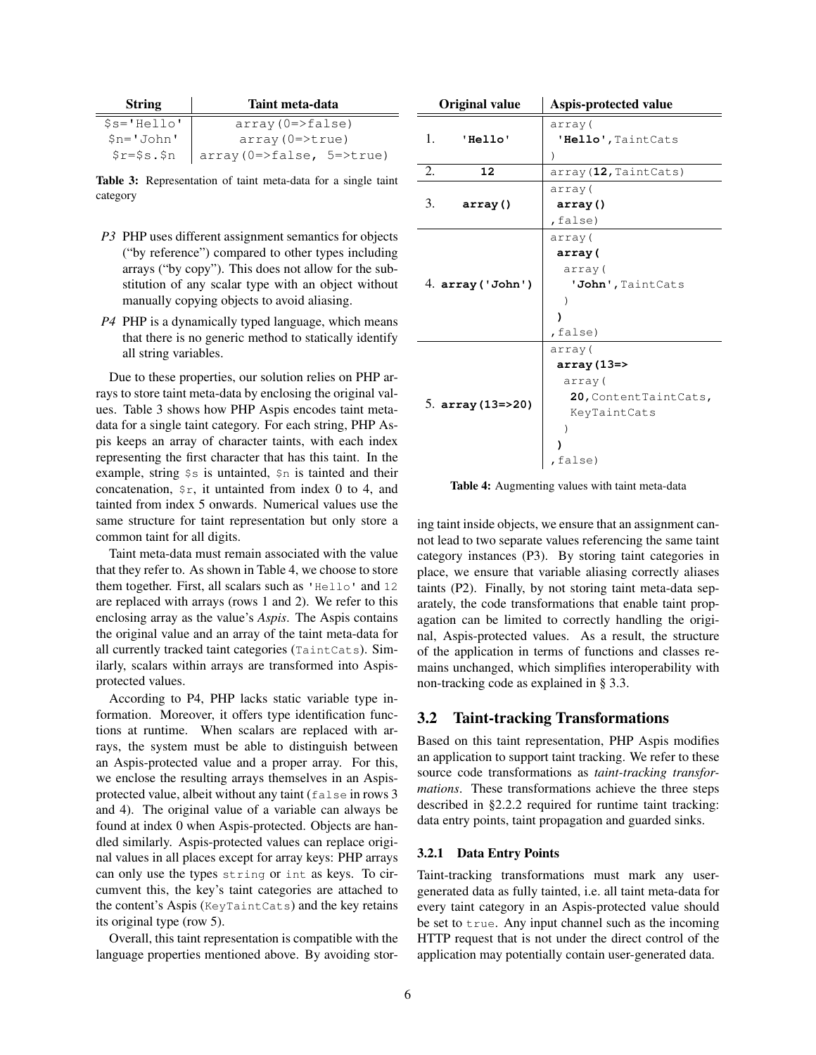| String | Taint meta-data |
|---|---|
| `$s='Hello'` | `array(0=>false)` |
| `$n='John'` | `array(0=>true)` |
| `$r=$s.$n` | `array(0=>false, 5=>true)` |

**Table 3:** Representation of taint meta-data for a single taint category

*P3* PHP uses different assignment semantics for objects ("by reference") compared to other types including arrays ("by copy"). This does not allow for the substitution of any scalar type with an object without manually copying objects to avoid aliasing.

*P4* PHP is a dynamically typed language, which means that there is no generic method to statically identify all string variables.

Due to these properties, our solution relies on PHP arrays to store taint meta-data by enclosing the original values. Table 3 shows how PHP Aspis encodes taint meta-data for a single taint category. For each string, PHP Aspis keeps an array of character taints, with each index representing the first character that has this taint. In the example, string `$s` is untainted, `$n` is tainted and their concatenation, `$r`, it untainted from index 0 to 4, and tainted from index 5 onwards. Numerical values use the same structure for taint representation but only store a common taint for all digits.

Taint meta-data must remain associated with the value that they refer to. As shown in Table 4, we choose to store them together. First, all scalars such as `'Hello'` and `12` are replaced with arrays (rows 1 and 2). We refer to this enclosing array as the value's *Aspis*. The Aspis contains the original value and an array of the taint meta-data for all currently tracked taint categories (`TaintCats`). Similarly, scalars within arrays are transformed into Aspis-protected values.

According to P4, PHP lacks static variable type information. Moreover, it offers type identification functions at runtime. When scalars are replaced with arrays, the system must be able to distinguish between an Aspis-protected value and a proper array. For this, we enclose the resulting arrays themselves in an Aspis-protected value, albeit without any taint (`false` in rows 3 and 4). The original value of a variable can always be found at index 0 when Aspis-protected. Objects are handled similarly. Aspis-protected values can replace original values in all places except for array keys: PHP arrays can only use the types `string` or `int` as keys. To circumvent this, the key's taint categories are attached to the content's Aspis (`KeyTaintCats`) and the key retains its original type (row 5).

Overall, this taint representation is compatible with the language properties mentioned above. By avoiding storing taint inside objects, we ensure that an assignment cannot lead to two separate values referencing the same taint category instances (P3). By storing taint categories in place, we ensure that variable aliasing correctly aliases taints (P2). Finally, by not storing taint meta-data separately, the code transformations that enable taint propagation can be limited to correctly handling the original, Aspis-protected values. As a result, the structure of the application in terms of functions and classes remains unchanged, which simplifies interoperability with non-tracking code as explained in § 3.3.

| | Original value | Aspis-protected value |
|---|---|---|
| 1. | `'Hello'` | `array( 'Hello',TaintCats )` |
| 2. | `12` | `array(12,TaintCats)` |
| 3. | `array()` | `array( array() ,false)` |
| 4. | `array('John')` | `array( array( array( 'John',TaintCats ) ) ,false)` |
| 5. | `array(13=>20)` | `array( array(13=> array( 20,ContentTaintCats, KeyTaintCats ) ) ,false)` |

**Table 4:** Augmenting values with taint meta-data

## 3.2 Taint-tracking Transformations

Based on this taint representation, PHP Aspis modifies an application to support taint tracking. We refer to these source code transformations as *taint-tracking transformations*. These transformations achieve the three steps described in §2.2.2 required for runtime taint tracking: data entry points, taint propagation and guarded sinks.

### 3.2.1 Data Entry Points

Taint-tracking transformations must mark any user-generated data as fully tainted, i.e. all taint meta-data for every taint category in an Aspis-protected value should be set to `true`. Any input channel such as the incoming HTTP request that is not under the direct control of the application may potentially contain user-generated data.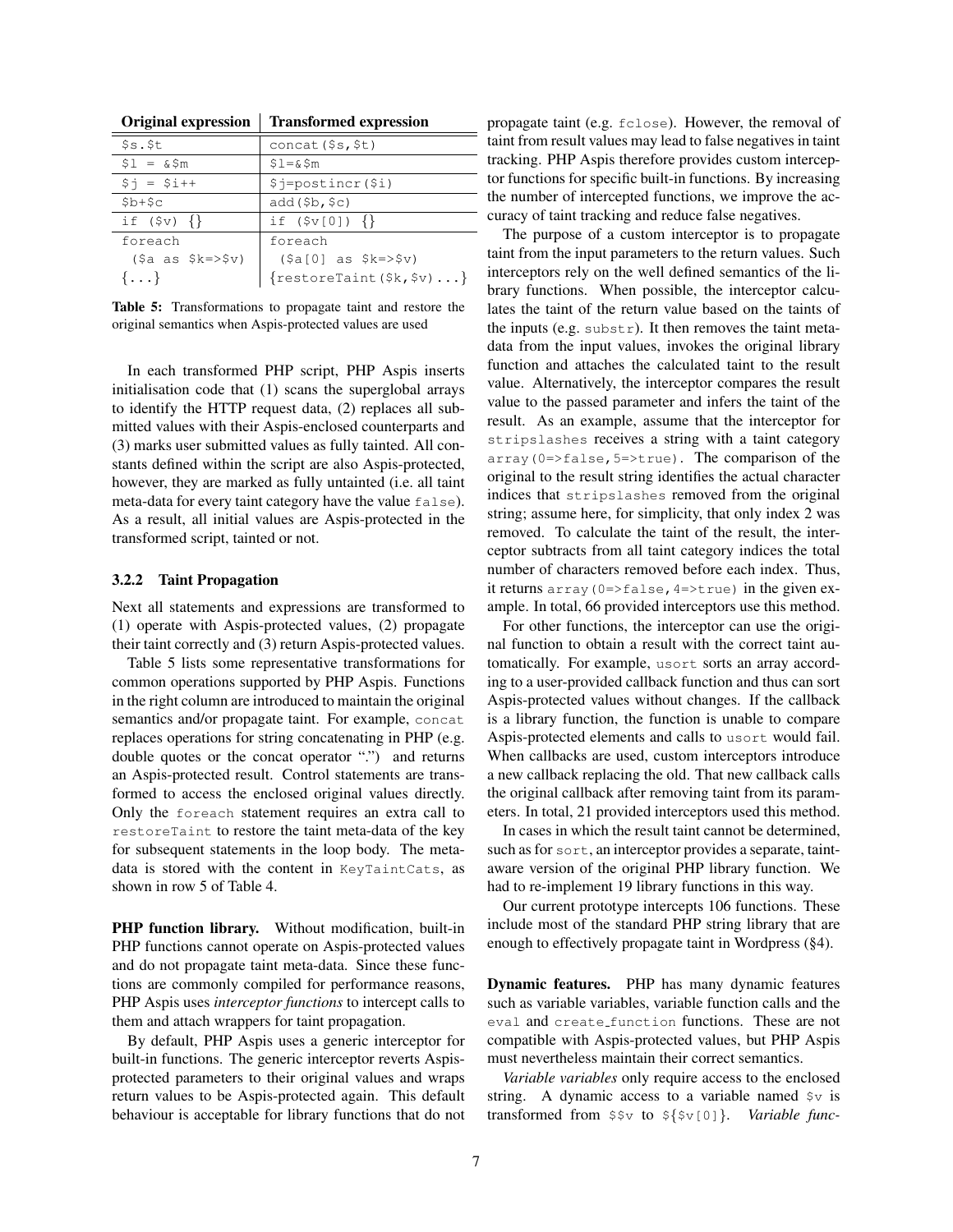| Original expression | Transformed expression |
|---|---|
| `$s.$t` | `concat($s,$t)` |
| `$l = &$m` | `$l=&$m` |
| `$j = $i++` | `$j=postincr($i)` |
| `$b+$c` | `add($b,$c)` |
| `if ($v) {}` | `if ($v[0]) {}` |
| `foreach ($a as $k=>$v) {...}` | `foreach ($a[0] as $k=>$v) {restoreTaint($k,$v)...}` |

**Table 5:** Transformations to propagate taint and restore the original semantics when Aspis-protected values are used

In each transformed PHP script, PHP Aspis inserts initialisation code that (1) scans the superglobal arrays to identify the HTTP request data, (2) replaces all submitted values with their Aspis-enclosed counterparts and (3) marks user submitted values as fully tainted. All constants defined within the script are also Aspis-protected, however, they are marked as fully untainted (i.e. all taint meta-data for every taint category have the value `false`). As a result, all initial values are Aspis-protected in the transformed script, tainted or not.

### 3.2.2 Taint Propagation

Next all statements and expressions are transformed to (1) operate with Aspis-protected values, (2) propagate their taint correctly and (3) return Aspis-protected values.

Table 5 lists some representative transformations for common operations supported by PHP Aspis. Functions in the right column are introduced to maintain the original semantics and/or propagate taint. For example, `concat` replaces operations for string concatenating in PHP (e.g. double quotes or the concat operator ".") and returns an Aspis-protected result. Control statements are transformed to access the enclosed original values directly. Only the `foreach` statement requires an extra call to `restoreTaint` to restore the taint meta-data of the key for subsequent statements in the loop body. The meta-data is stored with the content in `KeyTaintCats`, as shown in row 5 of Table 4.

**PHP function library.** Without modification, built-in PHP functions cannot operate on Aspis-protected values and do not propagate taint meta-data. Since these functions are commonly compiled for performance reasons, PHP Aspis uses *interceptor functions* to intercept calls to them and attach wrappers for taint propagation.

By default, PHP Aspis uses a generic interceptor for built-in functions. The generic interceptor reverts Aspis-protected parameters to their original values and wraps return values to be Aspis-protected again. This default behaviour is acceptable for library functions that do not propagate taint (e.g. `fclose`). However, the removal of taint from result values may lead to false negatives in taint tracking. PHP Aspis therefore provides custom interceptor functions for specific built-in functions. By increasing the number of intercepted functions, we improve the accuracy of taint tracking and reduce false negatives.

The purpose of a custom interceptor is to propagate taint from the input parameters to the return values. Such interceptors rely on the well defined semantics of the library functions. When possible, the interceptor calculates the taint of the return value based on the taints of the inputs (e.g. `substr`). It then removes the taint meta-data from the input values, invokes the original library function and attaches the calculated taint to the result value. Alternatively, the interceptor compares the result value to the passed parameter and infers the taint of the result. As an example, assume that the interceptor for `stripslashes` receives a string with a taint category `array(0=>false,5=>true)`. The comparison of the original to the result string identifies the actual character indices that `stripslashes` removed from the original string; assume here, for simplicity, that only index 2 was removed. To calculate the taint of the result, the interceptor subtracts from all taint category indices the total number of characters removed before each index. Thus, it returns `array(0=>false,4=>true)` in the given example. In total, 66 provided interceptors use this method.

For other functions, the interceptor can use the original function to obtain a result with the correct taint automatically. For example, `usort` sorts an array according to a user-provided callback function and thus can sort Aspis-protected values without changes. If the callback is a library function, the function is unable to compare Aspis-protected elements and calls to `usort` would fail. When callbacks are used, custom interceptors introduce a new callback replacing the old. That new callback calls the original callback after removing taint from its parameters. In total, 21 provided interceptors used this method.

In cases in which the result taint cannot be determined, such as for `sort`, an interceptor provides a separate, taint-aware version of the original PHP library function. We had to re-implement 19 library functions in this way.

Our current prototype intercepts 106 functions. These include most of the standard PHP string library that are enough to effectively propagate taint in Wordpress (§4).

**Dynamic features.** PHP has many dynamic features such as variable variables, variable function calls and the `eval` and `create_function` functions. These are not compatible with Aspis-protected values, but PHP Aspis must nevertheless maintain their correct semantics.

*Variable variables* only require access to the enclosed string. A dynamic access to a variable named `$v` is transformed from `$$v` to `${$v[0]}`. *Variable func-*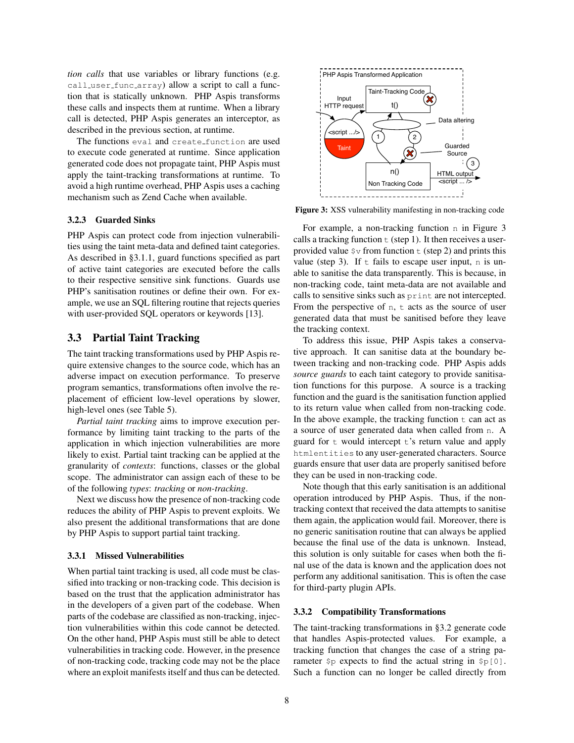*tion calls* that use variables or library functions (e.g. `call_user_func_array`) allow a script to call a function that is statically unknown. PHP Aspis transforms these calls and inspects them at runtime. When a library call is detected, PHP Aspis generates an interceptor, as described in the previous section, at runtime.

The functions `eval` and `create_function` are used to execute code generated at runtime. Since application generated code does not propagate taint, PHP Aspis must apply the taint-tracking transformations at runtime. To avoid a high runtime overhead, PHP Aspis uses a caching mechanism such as Zend Cache when available.

#### 3.2.3 Guarded Sinks

PHP Aspis can protect code from injection vulnerabilities using the taint meta-data and defined taint categories. As described in §3.1.1, guard functions specified as part of active taint categories are executed before the calls to their respective sensitive sink functions. Guards use PHP's sanitisation routines or define their own. For example, we use an SQL filtering routine that rejects queries with user-provided SQL operators or keywords [13].

### 3.3 Partial Taint Tracking

The taint tracking transformations used by PHP Aspis require extensive changes to the source code, which has an adverse impact on execution performance. To preserve program semantics, transformations often involve the replacement of efficient low-level operations by slower, high-level ones (see Table 5).

*Partial taint tracking* aims to improve execution performance by limiting taint tracking to the parts of the application in which injection vulnerabilities are more likely to exist. Partial taint tracking can be applied at the granularity of *contexts*: functions, classes or the global scope. The administrator can assign each of these to be of the following *types*: *tracking* or *non-tracking*.

Next we discuss how the presence of non-tracking code reduces the ability of PHP Aspis to prevent exploits. We also present the additional transformations that are done by PHP Aspis to support partial taint tracking.

#### 3.3.1 Missed Vulnerabilities

When partial taint tracking is used, all code must be classified into tracking or non-tracking code. This decision is based on the trust that the application administrator has in the developers of a given part of the codebase. When parts of the codebase are classified as non-tracking, injection vulnerabilities within this code cannot be detected. On the other hand, PHP Aspis must still be able to detect vulnerabilities in tracking code. However, in the presence of non-tracking code, tracking code may not be the place where an exploit manifests itself and thus can be detected.

**Figure 3:** XSS vulnerability manifesting in non-tracking code

For example, a non-tracking function `n` in Figure 3 calls a tracking function `t` (step 1). It then receives a user-provided value `$v` from function `t` (step 2) and prints this value (step 3). If `t` fails to escape user input, `n` is unable to sanitise the data transparently. This is because, in non-tracking code, taint meta-data are not available and calls to sensitive sinks such as `print` are not intercepted. From the perspective of `n`, `t` acts as the source of user generated data that must be sanitised before they leave the tracking context.

To address this issue, PHP Aspis takes a conservative approach. It can sanitise data at the boundary between tracking and non-tracking code. PHP Aspis adds *source guards* to each taint category to provide sanitisation functions for this purpose. A source is a tracking function and the guard is the sanitisation function applied to its return value when called from non-tracking code. In the above example, the tracking function `t` can act as a source of user generated data when called from `n`. A guard for `t` would intercept `t`'s return value and apply `htmlentities` to any user-generated characters. Source guards ensure that user data are properly sanitised before they can be used in non-tracking code.

Note though that this early sanitisation is an additional operation introduced by PHP Aspis. Thus, if the non-tracking context that received the data attempts to sanitise them again, the application would fail. Moreover, there is no generic sanitisation routine that can always be applied because the final use of the data is unknown. Instead, this solution is only suitable for cases when both the final use of the data is known and the application does not perform any additional sanitisation. This is often the case for third-party plugin APIs.

#### 3.3.2 Compatibility Transformations

The taint-tracking transformations in §3.2 generate code that handles Aspis-protected values. For example, a tracking function that changes the case of a string parameter `$p` expects to find the actual string in `$p[0]`. Such a function can no longer be called directly from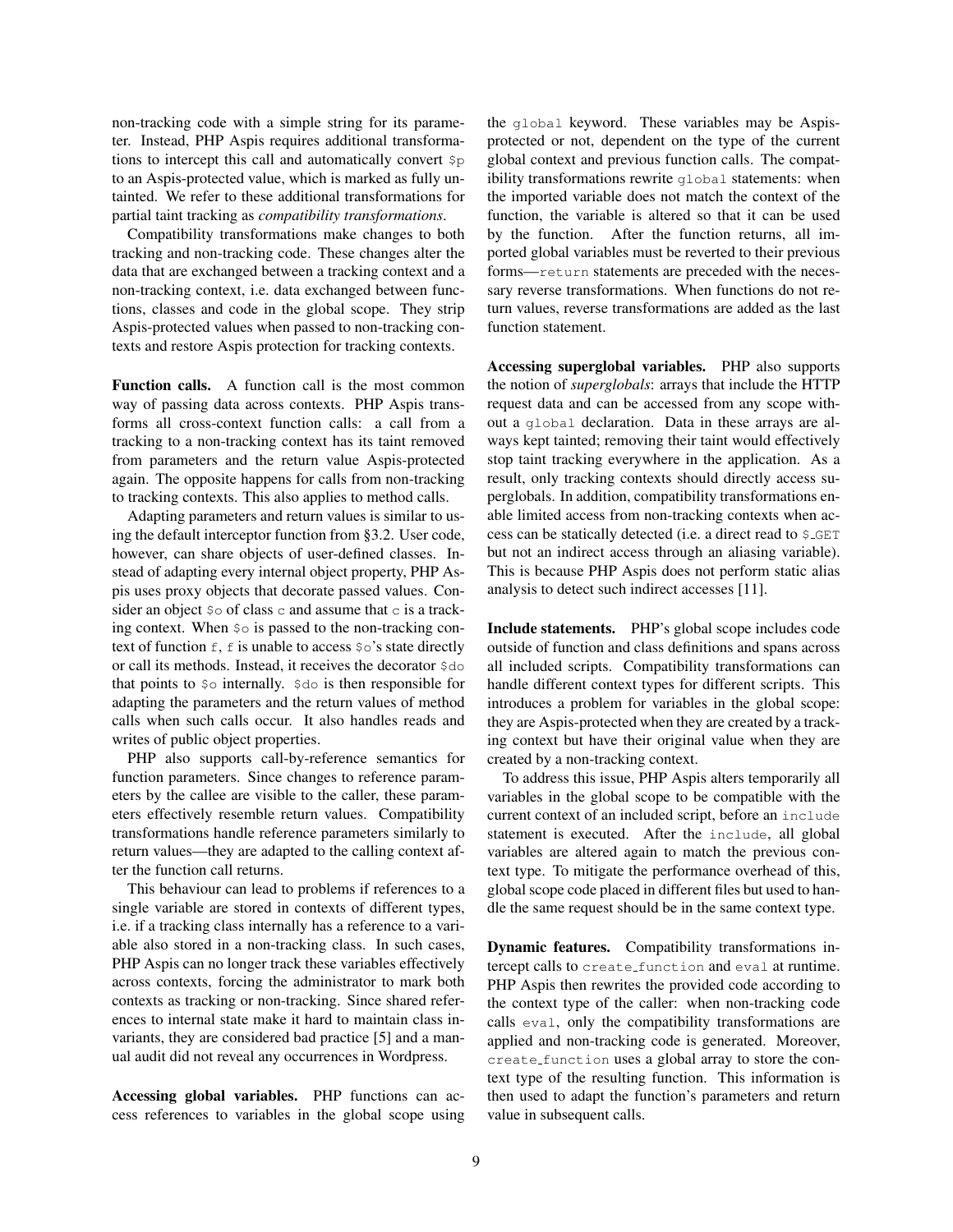non-tracking code with a simple string for its parameter. Instead, PHP Aspis requires additional transformations to intercept this call and automatically convert `$p` to an Aspis-protected value, which is marked as fully untainted. We refer to these additional transformations for partial taint tracking as *compatibility transformations*.

Compatibility transformations make changes to both tracking and non-tracking code. These changes alter the data that are exchanged between a tracking context and a non-tracking context, i.e. data exchanged between functions, classes and code in the global scope. They strip Aspis-protected values when passed to non-tracking contexts and restore Aspis protection for tracking contexts.

**Function calls.** A function call is the most common way of passing data across contexts. PHP Aspis transforms all cross-context function calls: a call from a tracking to a non-tracking context has its taint removed from parameters and the return value Aspis-protected again. The opposite happens for calls from non-tracking to tracking contexts. This also applies to method calls.

Adapting parameters and return values is similar to using the default interceptor function from §3.2. User code, however, can share objects of user-defined classes. Instead of adapting every internal object property, PHP Aspis uses proxy objects that decorate passed values. Consider an object `$o` of class `c` and assume that `c` is a tracking context. When `$o` is passed to the non-tracking context of function `f`, `f` is unable to access `$o`'s state directly or call its methods. Instead, it receives the decorator `$do` that points to `$o` internally. `$do` is then responsible for adapting the parameters and the return values of method calls when such calls occur. It also handles reads and writes of public object properties.

PHP also supports call-by-reference semantics for function parameters. Since changes to reference parameters by the callee are visible to the caller, these parameters effectively resemble return values. Compatibility transformations handle reference parameters similarly to return values—they are adapted to the calling context after the function call returns.

This behaviour can lead to problems if references to a single variable are stored in contexts of different types, i.e. if a tracking class internally has a reference to a variable also stored in a non-tracking class. In such cases, PHP Aspis can no longer track these variables effectively across contexts, forcing the administrator to mark both contexts as tracking or non-tracking. Since shared references to internal state make it hard to maintain class invariants, they are considered bad practice [5] and a manual audit did not reveal any occurrences in Wordpress.

**Accessing global variables.** PHP functions can access references to variables in the global scope using the `global` keyword. These variables may be Aspis-protected or not, dependent on the type of the current global context and previous function calls. The compatibility transformations rewrite `global` statements: when the imported variable does not match the context of the function, the variable is altered so that it can be used by the function. After the function returns, all imported global variables must be reverted to their previous forms—`return` statements are preceded with the necessary reverse transformations. When functions do not return values, reverse transformations are added as the last function statement.

**Accessing superglobal variables.** PHP also supports the notion of *superglobals*: arrays that include the HTTP request data and can be accessed from any scope without a `global` declaration. Data in these arrays are always kept tainted; removing their taint would effectively stop taint tracking everywhere in the application. As a result, only tracking contexts should directly access superglobals. In addition, compatibility transformations enable limited access from non-tracking contexts when access can be statically detected (i.e. a direct read to `$_GET` but not an indirect access through an aliasing variable). This is because PHP Aspis does not perform static alias analysis to detect such indirect accesses [11].

**Include statements.** PHP's global scope includes code outside of function and class definitions and spans across all included scripts. Compatibility transformations can handle different context types for different scripts. This introduces a problem for variables in the global scope: they are Aspis-protected when they are created by a tracking context but have their original value when they are created by a non-tracking context.

To address this issue, PHP Aspis alters temporarily all variables in the global scope to be compatible with the current context of an included script, before an `include` statement is executed. After the `include`, all global variables are altered again to match the previous context type. To mitigate the performance overhead of this, global scope code placed in different files but used to handle the same request should be in the same context type.

**Dynamic features.** Compatibility transformations intercept calls to `create_function` and `eval` at runtime. PHP Aspis then rewrites the provided code according to the context type of the caller: when non-tracking code calls `eval`, only the compatibility transformations are applied and non-tracking code is generated. Moreover, `create_function` uses a global array to store the context type of the resulting function. This information is then used to adapt the function's parameters and return value in subsequent calls.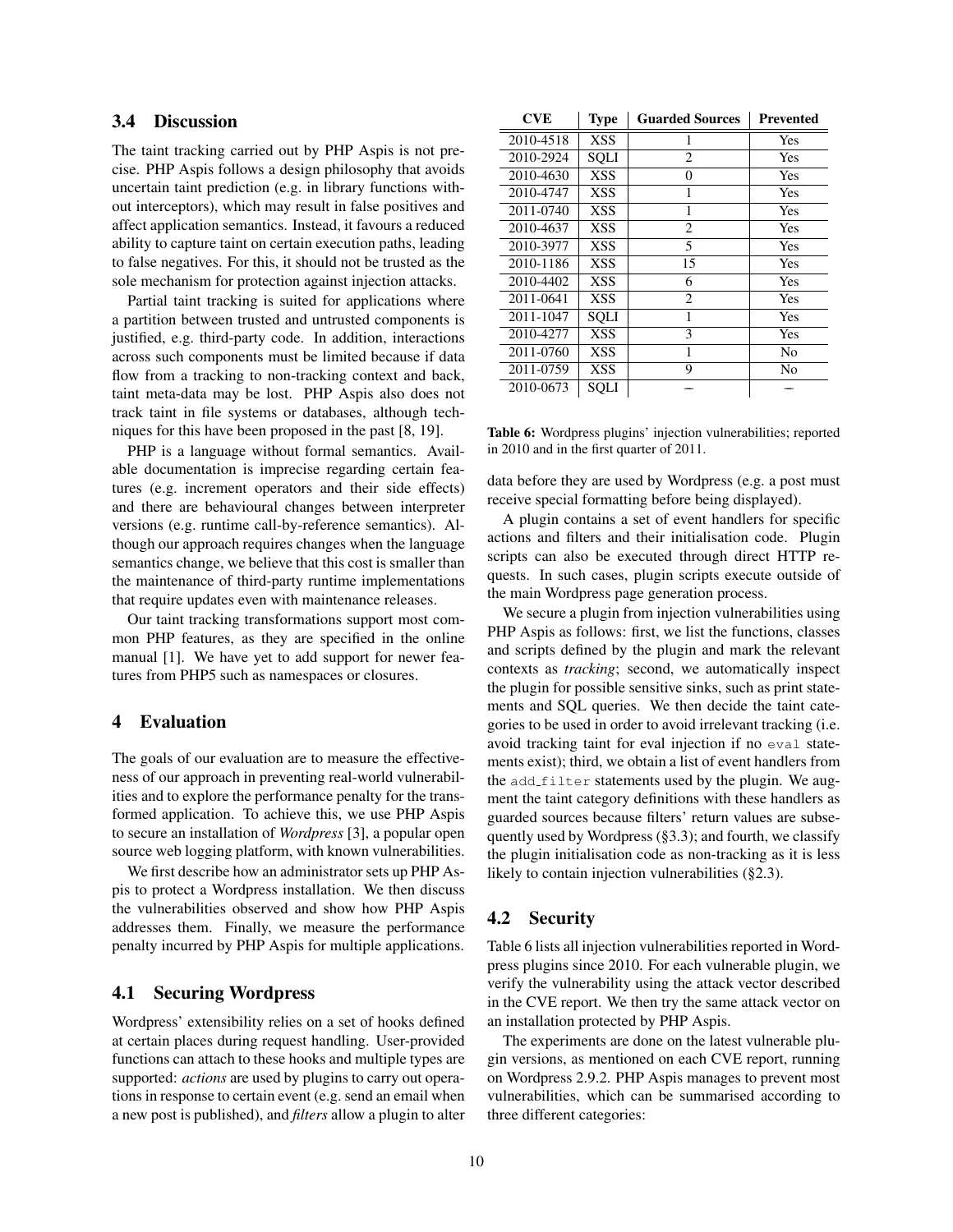## 3.4 Discussion

The taint tracking carried out by PHP Aspis is not precise. PHP Aspis follows a design philosophy that avoids uncertain taint prediction (e.g. in library functions without interceptors), which may result in false positives and affect application semantics. Instead, it favours a reduced ability to capture taint on certain execution paths, leading to false negatives. For this, it should not be trusted as the sole mechanism for protection against injection attacks.

Partial taint tracking is suited for applications where a partition between trusted and untrusted components is justified, e.g. third-party code. In addition, interactions across such components must be limited because if data flow from a tracking to non-tracking context and back, taint meta-data may be lost. PHP Aspis also does not track taint in file systems or databases, although techniques for this have been proposed in the past [8, 19].

PHP is a language without formal semantics. Available documentation is imprecise regarding certain features (e.g. increment operators and their side effects) and there are behavioural changes between interpreter versions (e.g. runtime call-by-reference semantics). Although our approach requires changes when the language semantics change, we believe that this cost is smaller than the maintenance of third-party runtime implementations that require updates even with maintenance releases.

Our taint tracking transformations support most common PHP features, as they are specified in the online manual [1]. We have yet to add support for newer features from PHP5 such as namespaces or closures.

# 4 Evaluation

The goals of our evaluation are to measure the effectiveness of our approach in preventing real-world vulnerabilities and to explore the performance penalty for the transformed application. To achieve this, we use PHP Aspis to secure an installation of *Wordpress* [3], a popular open source web logging platform, with known vulnerabilities.

We first describe how an administrator sets up PHP Aspis to protect a Wordpress installation. We then discuss the vulnerabilities observed and show how PHP Aspis addresses them. Finally, we measure the performance penalty incurred by PHP Aspis for multiple applications.

## 4.1 Securing Wordpress

Wordpress' extensibility relies on a set of hooks defined at certain places during request handling. User-provided functions can attach to these hooks and multiple types are supported: *actions* are used by plugins to carry out operations in response to certain event (e.g. send an email when a new post is published), and *filters* allow a plugin to alter data before they are used by Wordpress (e.g. a post must receive special formatting before being displayed).

A plugin contains a set of event handlers for specific actions and filters and their initialisation code. Plugin scripts can also be executed through direct HTTP requests. In such cases, plugin scripts execute outside of the main Wordpress page generation process.

We secure a plugin from injection vulnerabilities using PHP Aspis as follows: first, we list the functions, classes and scripts defined by the plugin and mark the relevant contexts as *tracking*; second, we automatically inspect the plugin for possible sensitive sinks, such as print statements and SQL queries. We then decide the taint categories to be used in order to avoid irrelevant tracking (i.e. avoid tracking taint for eval injection if no `eval` statements exist); third, we obtain a list of event handlers from the `add_filter` statements used by the plugin. We augment the taint category definitions with these handlers as guarded sources because filters' return values are subsequently used by Wordpress (§3.3); and fourth, we classify the plugin initialisation code as non-tracking as it is less likely to contain injection vulnerabilities (§2.3).

| CVE | Type | Guarded Sources | Prevented |
|---|---|---|---|
| 2010-4518 | XSS | 1 | Yes |
| 2010-2924 | SQLI | 2 | Yes |
| 2010-4630 | XSS | 0 | Yes |
| 2010-4747 | XSS | 1 | Yes |
| 2011-0740 | XSS | 1 | Yes |
| 2010-4637 | XSS | 2 | Yes |
| 2010-3977 | XSS | 5 | Yes |
| 2010-1186 | XSS | 15 | Yes |
| 2010-4402 | XSS | 6 | Yes |
| 2011-0641 | XSS | 2 | Yes |
| 2011-1047 | SQLI | 1 | Yes |
| 2010-4277 | XSS | 3 | Yes |
| 2011-0760 | XSS | 1 | No |
| 2011-0759 | XSS | 9 | No |
| 2010-0673 | SQLI | – | – |

**Table 6:** Wordpress plugins' injection vulnerabilities; reported in 2010 and in the first quarter of 2011.

## 4.2 Security

Table 6 lists all injection vulnerabilities reported in Wordpress plugins since 2010. For each vulnerable plugin, we verify the vulnerability using the attack vector described in the CVE report. We then try the same attack vector on an installation protected by PHP Aspis.

The experiments are done on the latest vulnerable plugin versions, as mentioned on each CVE report, running on Wordpress 2.9.2. PHP Aspis manages to prevent most vulnerabilities, which can be summarised according to three different categories: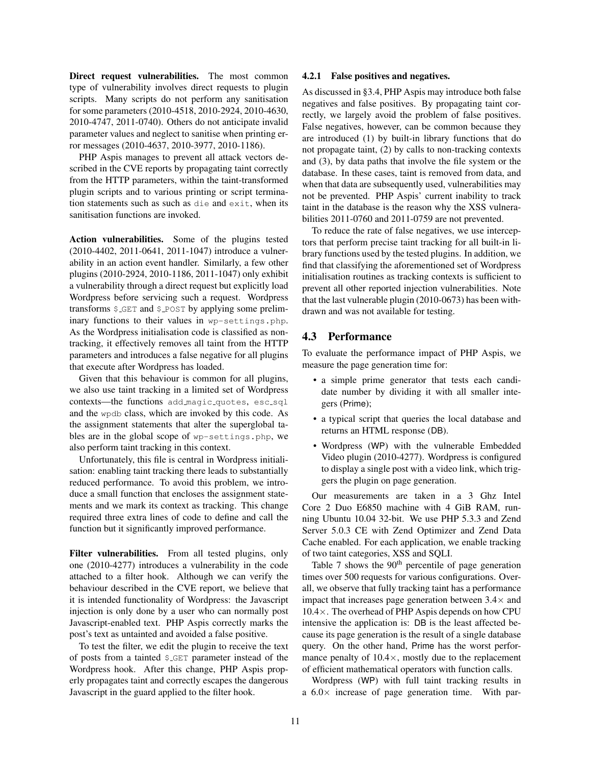**Direct request vulnerabilities.** The most common type of vulnerability involves direct requests to plugin scripts. Many scripts do not perform any sanitisation for some parameters (2010-4518, 2010-2924, 2010-4630, 2010-4747, 2011-0740). Others do not anticipate invalid parameter values and neglect to sanitise when printing error messages (2010-4637, 2010-3977, 2010-1186).

PHP Aspis manages to prevent all attack vectors described in the CVE reports by propagating taint correctly from the HTTP parameters, within the taint-transformed plugin scripts and to various printing or script termination statements such as such as `die` and `exit`, when its sanitisation functions are invoked.

**Action vulnerabilities.** Some of the plugins tested (2010-4402, 2011-0641, 2011-1047) introduce a vulnerability in an action event handler. Similarly, a few other plugins (2010-2924, 2010-1186, 2011-1047) only exhibit a vulnerability through a direct request but explicitly load Wordpress before servicing such a request. Wordpress transforms `$_GET` and `$_POST` by applying some preliminary functions to their values in `wp-settings.php`. As the Wordpress initialisation code is classified as non-tracking, it effectively removes all taint from the HTTP parameters and introduces a false negative for all plugins that execute after Wordpress has loaded.

Given that this behaviour is common for all plugins, we also use taint tracking in a limited set of Wordpress contexts—the functions `add_magic_quotes`, `esc_sql` and the `wpdb` class, which are invoked by this code. As the assignment statements that alter the superglobal tables are in the global scope of `wp-settings.php`, we also perform taint tracking in this context.

Unfortunately, this file is central in Wordpress initialisation: enabling taint tracking there leads to substantially reduced performance. To avoid this problem, we introduce a small function that encloses the assignment statements and we mark its context as tracking. This change required three extra lines of code to define and call the function but it significantly improved performance.

**Filter vulnerabilities.** From all tested plugins, only one (2010-4277) introduces a vulnerability in the code attached to a filter hook. Although we can verify the behaviour described in the CVE report, we believe that it is intended functionality of Wordpress: the Javascript injection is only done by a user who can normally post Javascript-enabled text. PHP Aspis correctly marks the post's text as untainted and avoided a false positive.

To test the filter, we edit the plugin to receive the text of posts from a tainted `$_GET` parameter instead of the Wordpress hook. After this change, PHP Aspis properly propagates taint and correctly escapes the dangerous Javascript in the guard applied to the filter hook.

#### 4.2.1 False positives and negatives.

As discussed in §3.4, PHP Aspis may introduce both false negatives and false positives. By propagating taint correctly, we largely avoid the problem of false positives. False negatives, however, can be common because they are introduced (1) by built-in library functions that do not propagate taint, (2) by calls to non-tracking contexts and (3), by data paths that involve the file system or the database. In these cases, taint is removed from data, and when that data are subsequently used, vulnerabilities may not be prevented. PHP Aspis' current inability to track taint in the database is the reason why the XSS vulnerabilities 2011-0760 and 2011-0759 are not prevented.

To reduce the rate of false negatives, we use interceptors that perform precise taint tracking for all built-in library functions used by the tested plugins. In addition, we find that classifying the aforementioned set of Wordpress initialisation routines as tracking contexts is sufficient to prevent all other reported injection vulnerabilities. Note that the last vulnerable plugin (2010-0673) has been withdrawn and was not available for testing.

### 4.3 Performance

To evaluate the performance impact of PHP Aspis, we measure the page generation time for:

- a simple prime generator that tests each candidate number by dividing it with all smaller integers (Prime);
- a typical script that queries the local database and returns an HTML response (DB).
- Wordpress (WP) with the vulnerable Embedded Video plugin (2010-4277). Wordpress is configured to display a single post with a video link, which triggers the plugin on page generation.

Our measurements are taken in a 3 Ghz Intel Core 2 Duo E6850 machine with 4 GiB RAM, running Ubuntu 10.04 32-bit. We use PHP 5.3.3 and Zend Server 5.0.3 CE with Zend Optimizer and Zend Data Cache enabled. For each application, we enable tracking of two taint categories, XSS and SQLI.

Table 7 shows the 90th percentile of page generation times over 500 requests for various configurations. Overall, we observe that fully tracking taint has a performance impact that increases page generation between $3.4\times$ and $10.4\times$. The overhead of PHP Aspis depends on how CPU intensive the application is: DB is the least affected because its page generation is the result of a single database query. On the other hand, Prime has the worst performance penalty of $10.4\times$, mostly due to the replacement of efficient mathematical operators with function calls.

Wordpress (WP) with full taint tracking results in a $6.0\times$ increase of page generation time. With par-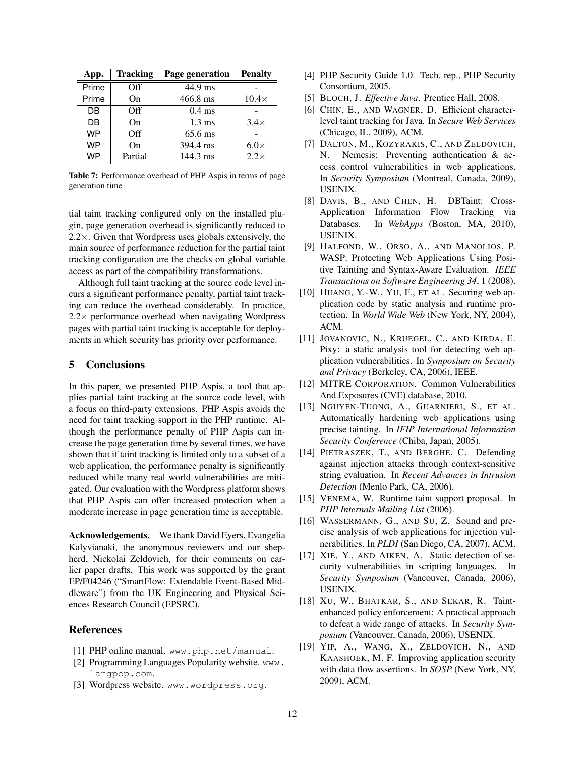| App. | Tracking | Page generation | Penalty |
|---|---|---|---|
| Prime | Off | 44.9 ms | - |
| Prime | On | 466.8 ms | $10.4\times$ |
| DB | Off | 0.4 ms | - |
| DB | On | 1.3 ms | $3.4\times$ |
| WP | Off | 65.6 ms | - |
| WP | On | 394.4 ms | $6.0\times$ |
| WP | Partial | 144.3 ms | $2.2\times$ |

**Table 7:** Performance overhead of PHP Aspis in terms of page generation time

tial taint tracking configured only on the installed plugin, page generation overhead is significantly reduced to $2.2\times$. Given that Wordpress uses globals extensively, the main source of performance reduction for the partial taint tracking configuration are the checks on global variable access as part of the compatibility transformations.

Although full taint tracking at the source code level incurs a significant performance penalty, partial taint tracking can reduce the overhead considerably. In practice, $2.2\times$ performance overhead when navigating Wordpress pages with partial taint tracking is acceptable for deployments in which security has priority over performance.

## 5 Conclusions

In this paper, we presented PHP Aspis, a tool that applies partial taint tracking at the source code level, with a focus on third-party extensions. PHP Aspis avoids the need for taint tracking support in the PHP runtime. Although the performance penalty of PHP Aspis can increase the page generation time by several times, we have shown that if taint tracking is limited only to a subset of a web application, the performance penalty is significantly reduced while many real world vulnerabilities are mitigated. Our evaluation with the Wordpress platform shows that PHP Aspis can offer increased protection when a moderate increase in page generation time is acceptable.

**Acknowledgements.** We thank David Eyers, Evangelia Kalyvianaki, the anonymous reviewers and our shepherd, Nickolai Zeldovich, for their comments on earlier paper drafts. This work was supported by the grant EP/F04246 ("SmartFlow: Extendable Event-Based Middleware") from the UK Engineering and Physical Sciences Research Council (EPSRC).

## References

[1] PHP online manual. www.php.net/manual.

[2] Programming Languages Popularity website. www.langpop.com.

[3] Wordpress website. www.wordpress.org.

[4] PHP Security Guide 1.0. Tech. rep., PHP Security Consortium, 2005.

[5] BLOCH, J. *Effective Java*. Prentice Hall, 2008.

[6] CHIN, E., AND WAGNER, D. Efficient character-level taint tracking for Java. In *Secure Web Services* (Chicago, IL, 2009), ACM.

[7] DALTON, M., KOZYRAKIS, C., AND ZELDOVICH, N. Nemesis: Preventing authentication & access control vulnerabilities in web applications. In *Security Symposium* (Montreal, Canada, 2009), USENIX.

[8] DAVIS, B., AND CHEN, H. DBTaint: Cross-Application Information Flow Tracking via Databases. In *WebApps* (Boston, MA, 2010), USENIX.

[9] HALFOND, W., ORSO, A., AND MANOLIOS, P. WASP: Protecting Web Applications Using Positive Tainting and Syntax-Aware Evaluation. *IEEE Transactions on Software Engineering 34*, 1 (2008).

[10] HUANG, Y.-W., YU, F., ET AL. Securing web application code by static analysis and runtime protection. In *World Wide Web* (New York, NY, 2004), ACM.

[11] JOVANOVIC, N., KRUEGEL, C., AND KIRDA, E. Pixy: a static analysis tool for detecting web application vulnerabilities. In *Symposium on Security and Privacy* (Berkeley, CA, 2006), IEEE.

[12] MITRE CORPORATION. Common Vulnerabilities And Exposures (CVE) database, 2010.

[13] NGUYEN-TUONG, A., GUARNIERI, S., ET AL. Automatically hardening web applications using precise tainting. In *IFIP International Information Security Conference* (Chiba, Japan, 2005).

[14] PIETRASZEK, T., AND BERGHE, C. Defending against injection attacks through context-sensitive string evaluation. In *Recent Advances in Intrusion Detection* (Menlo Park, CA, 2006).

[15] VENEMA, W. Runtime taint support proposal. In *PHP Internals Mailing List* (2006).

[16] WASSERMANN, G., AND SU, Z. Sound and precise analysis of web applications for injection vulnerabilities. In *PLDI* (San Diego, CA, 2007), ACM.

[17] XIE, Y., AND AIKEN, A. Static detection of security vulnerabilities in scripting languages. In *Security Symposium* (Vancouver, Canada, 2006), USENIX.

[18] XU, W., BHATKAR, S., AND SEKAR, R. Taint-enhanced policy enforcement: A practical approach to defeat a wide range of attacks. In *Security Symposium* (Vancouver, Canada, 2006), USENIX.

[19] YIP, A., WANG, X., ZELDOVICH, N., AND KAASHOEK, M. F. Improving application security with data flow assertions. In *SOSP* (New York, NY, 2009), ACM.